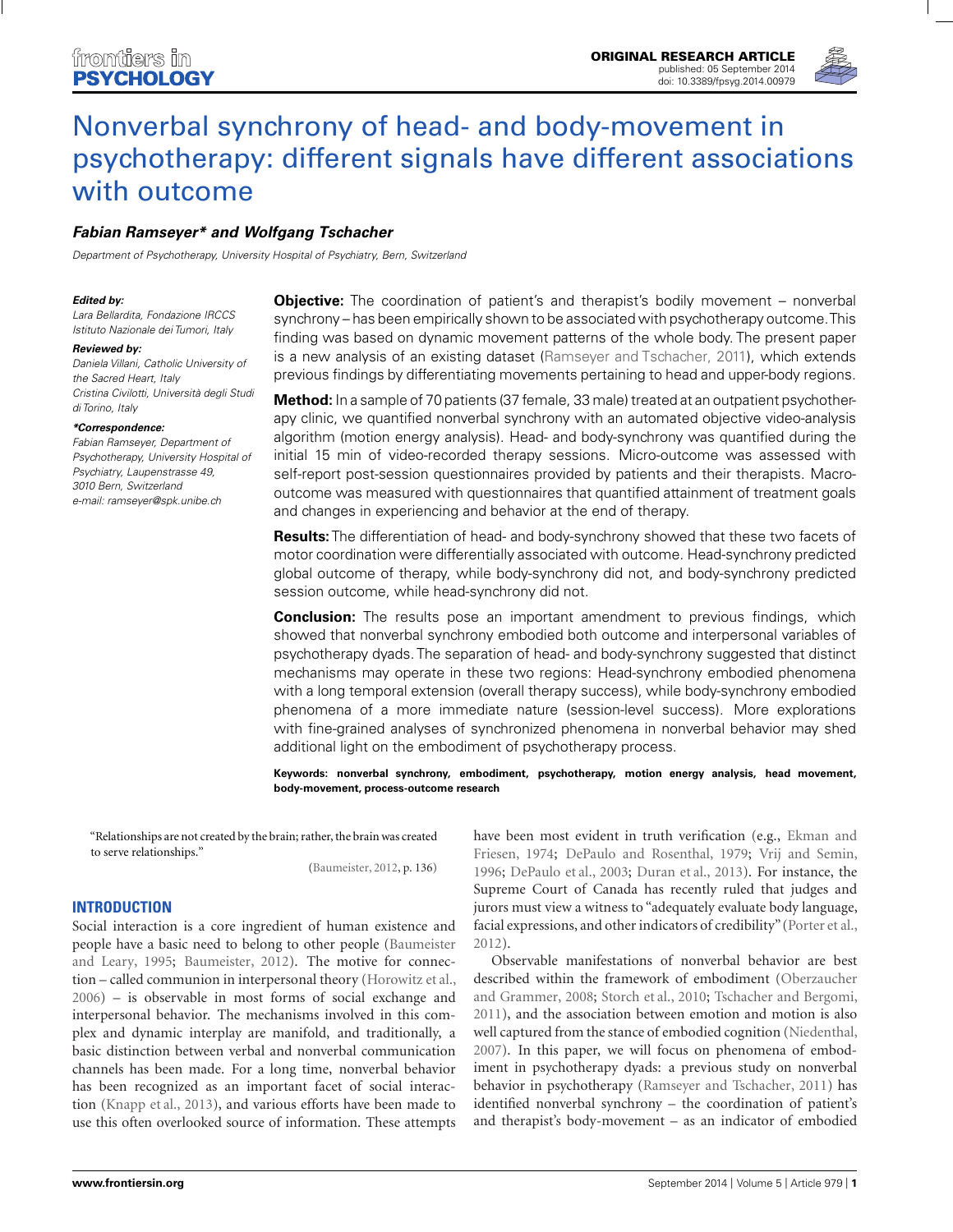ORIGINAL RESEARCH ARTICLE
published: 05 September 2014
doi: 10.3389/fpsyg.2014.00979

# Nonverbal synchrony of head- and body-movement in psychotherapy: different signals have different associations with outcome

***Fabian Ramseyer\* and Wolfgang Tschacher***

*Department of Psychotherapy, University Hospital of Psychiatry, Bern, Switzerland*

***Edited by:***
*Lara Bellardita, Fondazione IRCCS Istituto Nazionale dei Tumori, Italy*

***Reviewed by:***
*Daniela Villani, Catholic University of the Sacred Heart, Italy*
*Cristina Civilotti, Università degli Studi di Torino, Italy*

***\*Correspondence:***
*Fabian Ramseyer, Department of Psychotherapy, University Hospital of Psychiatry, Laupenstrasse 49, 3010 Bern, Switzerland*
*e-mail: ramseyer@spk.unibe.ch*

**Objective:** The coordination of patient's and therapist's bodily movement – nonverbal synchrony – has been empirically shown to be associated with psychotherapy outcome. This finding was based on dynamic movement patterns of the whole body. The present paper is a new analysis of an existing dataset (Ramseyer and Tschacher, 2011), which extends previous findings by differentiating movements pertaining to head and upper-body regions.

**Method:** In a sample of 70 patients (37 female, 33 male) treated at an outpatient psychotherapy clinic, we quantified nonverbal synchrony with an automated objective video-analysis algorithm (motion energy analysis). Head- and body-synchrony was quantified during the initial 15 min of video-recorded therapy sessions. Micro-outcome was assessed with self-report post-session questionnaires provided by patients and their therapists. Macro-outcome was measured with questionnaires that quantified attainment of treatment goals and changes in experiencing and behavior at the end of therapy.

**Results:** The differentiation of head- and body-synchrony showed that these two facets of motor coordination were differentially associated with outcome. Head-synchrony predicted global outcome of therapy, while body-synchrony did not, and body-synchrony predicted session outcome, while head-synchrony did not.

**Conclusion:** The results pose an important amendment to previous findings, which showed that nonverbal synchrony embodied both outcome and interpersonal variables of psychotherapy dyads. The separation of head- and body-synchrony suggested that distinct mechanisms may operate in these two regions: Head-synchrony embodied phenomena with a long temporal extension (overall therapy success), while body-synchrony embodied phenomena of a more immediate nature (session-level success). More explorations with fine-grained analyses of synchronized phenomena in nonverbal behavior may shed additional light on the embodiment of psychotherapy process.

**Keywords: nonverbal synchrony, embodiment, psychotherapy, motion energy analysis, head movement, body-movement, process-outcome research**

"Relationships are not created by the brain; rather, the brain was created to serve relationships."

(Baumeister, 2012, p. 136)

## INTRODUCTION

Social interaction is a core ingredient of human existence and people have a basic need to belong to other people (Baumeister and Leary, 1995; Baumeister, 2012). The motive for connection – called communion in interpersonal theory (Horowitz et al., 2006) – is observable in most forms of social exchange and interpersonal behavior. The mechanisms involved in this complex and dynamic interplay are manifold, and traditionally, a basic distinction between verbal and nonverbal communication channels has been made. For a long time, nonverbal behavior has been recognized as an important facet of social interaction (Knapp et al., 2013), and various efforts have been made to use this often overlooked source of information. These attempts have been most evident in truth verification (e.g., Ekman and Friesen, 1974; DePaulo and Rosenthal, 1979; Vrij and Semin, 1996; DePaulo et al., 2003; Duran et al., 2013). For instance, the Supreme Court of Canada has recently ruled that judges and jurors must view a witness to "adequately evaluate body language, facial expressions, and other indicators of credibility" (Porter et al., 2012).

Observable manifestations of nonverbal behavior are best described within the framework of embodiment (Oberzaucher and Grammer, 2008; Storch et al., 2010; Tschacher and Bergomi, 2011), and the association between emotion and motion is also well captured from the stance of embodied cognition (Niedenthal, 2007). In this paper, we will focus on phenomena of embodiment in psychotherapy dyads: a previous study on nonverbal behavior in psychotherapy (Ramseyer and Tschacher, 2011) has identified nonverbal synchrony – the coordination of patient's and therapist's body-movement – as an indicator of embodied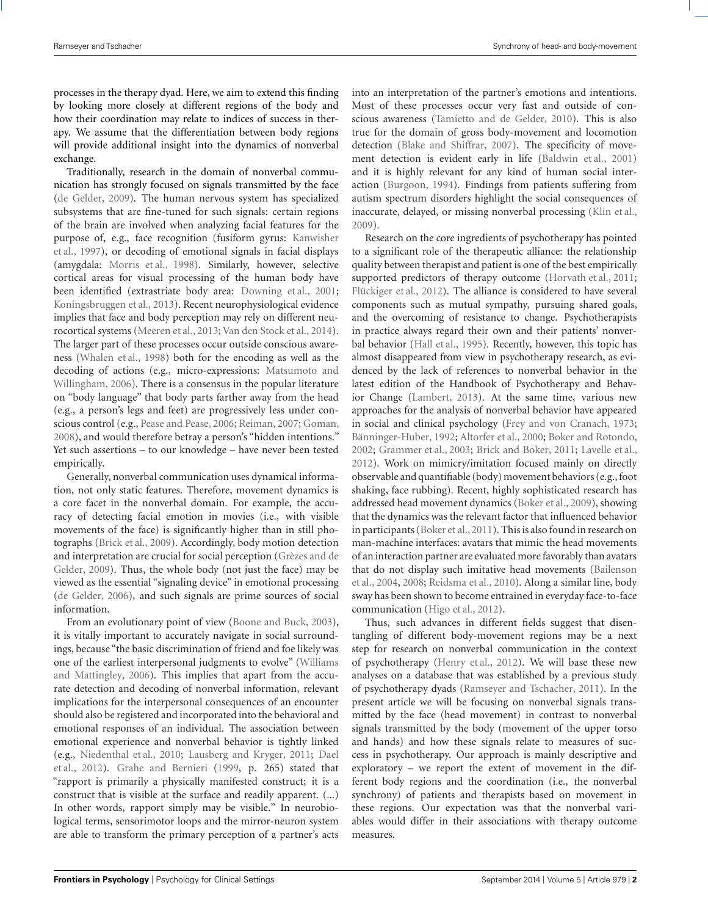processes in the therapy dyad. Here, we aim to extend this finding by looking more closely at different regions of the body and how their coordination may relate to indices of success in therapy. We assume that the differentiation between body regions will provide additional insight into the dynamics of nonverbal exchange.

Traditionally, research in the domain of nonverbal communication has strongly focused on signals transmitted by the face (de Gelder, 2009). The human nervous system has specialized subsystems that are fine-tuned for such signals: certain regions of the brain are involved when analyzing facial features for the purpose of, e.g., face recognition (fusiform gyrus: Kanwisher et al., 1997), or decoding of emotional signals in facial displays (amygdala: Morris et al., 1998). Similarly, however, selective cortical areas for visual processing of the human body have been identified (extrastriate body area: Downing et al., 2001; Koningsbruggen et al., 2013). Recent neurophysiological evidence implies that face and body perception may rely on different neurocortical systems (Meeren et al., 2013; Van den Stock et al., 2014). The larger part of these processes occur outside conscious awareness (Whalen et al., 1998) both for the encoding as well as the decoding of actions (e.g., micro-expressions: Matsumoto and Willingham, 2006). There is a consensus in the popular literature on "body language" that body parts farther away from the head (e.g., a person's legs and feet) are progressively less under conscious control (e.g., Pease and Pease, 2006; Reiman, 2007; Goman, 2008), and would therefore betray a person's "hidden intentions." Yet such assertions – to our knowledge – have never been tested empirically.

Generally, nonverbal communication uses dynamical information, not only static features. Therefore, movement dynamics is a core facet in the nonverbal domain. For example, the accuracy of detecting facial emotion in movies (i.e., with visible movements of the face) is significantly higher than in still photographs (Brick et al., 2009). Accordingly, body motion detection and interpretation are crucial for social perception (Grèzes and de Gelder, 2009). Thus, the whole body (not just the face) may be viewed as the essential "signaling device" in emotional processing (de Gelder, 2006), and such signals are prime sources of social information.

From an evolutionary point of view (Boone and Buck, 2003), it is vitally important to accurately navigate in social surroundings, because "the basic discrimination of friend and foe likely was one of the earliest interpersonal judgments to evolve" (Williams and Mattingley, 2006). This implies that apart from the accurate detection and decoding of nonverbal information, relevant implications for the interpersonal consequences of an encounter should also be registered and incorporated into the behavioral and emotional responses of an individual. The association between emotional experience and nonverbal behavior is tightly linked (e.g., Niedenthal et al., 2010; Lausberg and Kryger, 2011; Dael et al., 2012). Grahe and Bernieri (1999, p. 265) stated that "rapport is primarily a physically manifested construct; it is a construct that is visible at the surface and readily apparent. (...) In other words, rapport simply may be visible." In neurobiological terms, sensorimotor loops and the mirror-neuron system are able to transform the primary perception of a partner's acts into an interpretation of the partner's emotions and intentions. Most of these processes occur very fast and outside of conscious awareness (Tamietto and de Gelder, 2010). This is also true for the domain of gross body-movement and locomotion detection (Blake and Shiffrar, 2007). The specificity of movement detection is evident early in life (Baldwin et al., 2001) and it is highly relevant for any kind of human social interaction (Burgoon, 1994). Findings from patients suffering from autism spectrum disorders highlight the social consequences of inaccurate, delayed, or missing nonverbal processing (Klin et al., 2009).

Research on the core ingredients of psychotherapy has pointed to a significant role of the therapeutic alliance: the relationship quality between therapist and patient is one of the best empirically supported predictors of therapy outcome (Horvath et al., 2011; Flückiger et al., 2012). The alliance is considered to have several components such as mutual sympathy, pursuing shared goals, and the overcoming of resistance to change. Psychotherapists in practice always regard their own and their patients' nonverbal behavior (Hall et al., 1995). Recently, however, this topic has almost disappeared from view in psychotherapy research, as evidenced by the lack of references to nonverbal behavior in the latest edition of the Handbook of Psychotherapy and Behavior Change (Lambert, 2013). At the same time, various new approaches for the analysis of nonverbal behavior have appeared in social and clinical psychology (Frey and von Cranach, 1973; Bänninger-Huber, 1992; Altorfer et al., 2000; Boker and Rotondo, 2002; Grammer et al., 2003; Brick and Boker, 2011; Lavelle et al., 2012). Work on mimicry/imitation focused mainly on directly observable and quantifiable (body) movement behaviors (e.g., foot shaking, face rubbing). Recent, highly sophisticated research has addressed head movement dynamics (Boker et al., 2009), showing that the dynamics was the relevant factor that influenced behavior in participants (Boker et al., 2011). This is also found in research on man-machine interfaces: avatars that mimic the head movements of an interaction partner are evaluated more favorably than avatars that do not display such imitative head movements (Bailenson et al., 2004, 2008; Reidsma et al., 2010). Along a similar line, body sway has been shown to become entrained in everyday face-to-face communication (Higo et al., 2012).

Thus, such advances in different fields suggest that disentangling of different body-movement regions may be a next step for research on nonverbal communication in the context of psychotherapy (Henry et al., 2012). We will base these new analyses on a database that was established by a previous study of psychotherapy dyads (Ramseyer and Tschacher, 2011). In the present article we will be focusing on nonverbal signals transmitted by the face (head movement) in contrast to nonverbal signals transmitted by the body (movement of the upper torso and hands) and how these signals relate to measures of success in psychotherapy. Our approach is mainly descriptive and exploratory – we report the extent of movement in the different body regions and the coordination (i.e., the nonverbal synchrony) of patients and therapists based on movement in these regions. Our expectation was that the nonverbal variables would differ in their associations with therapy outcome measures.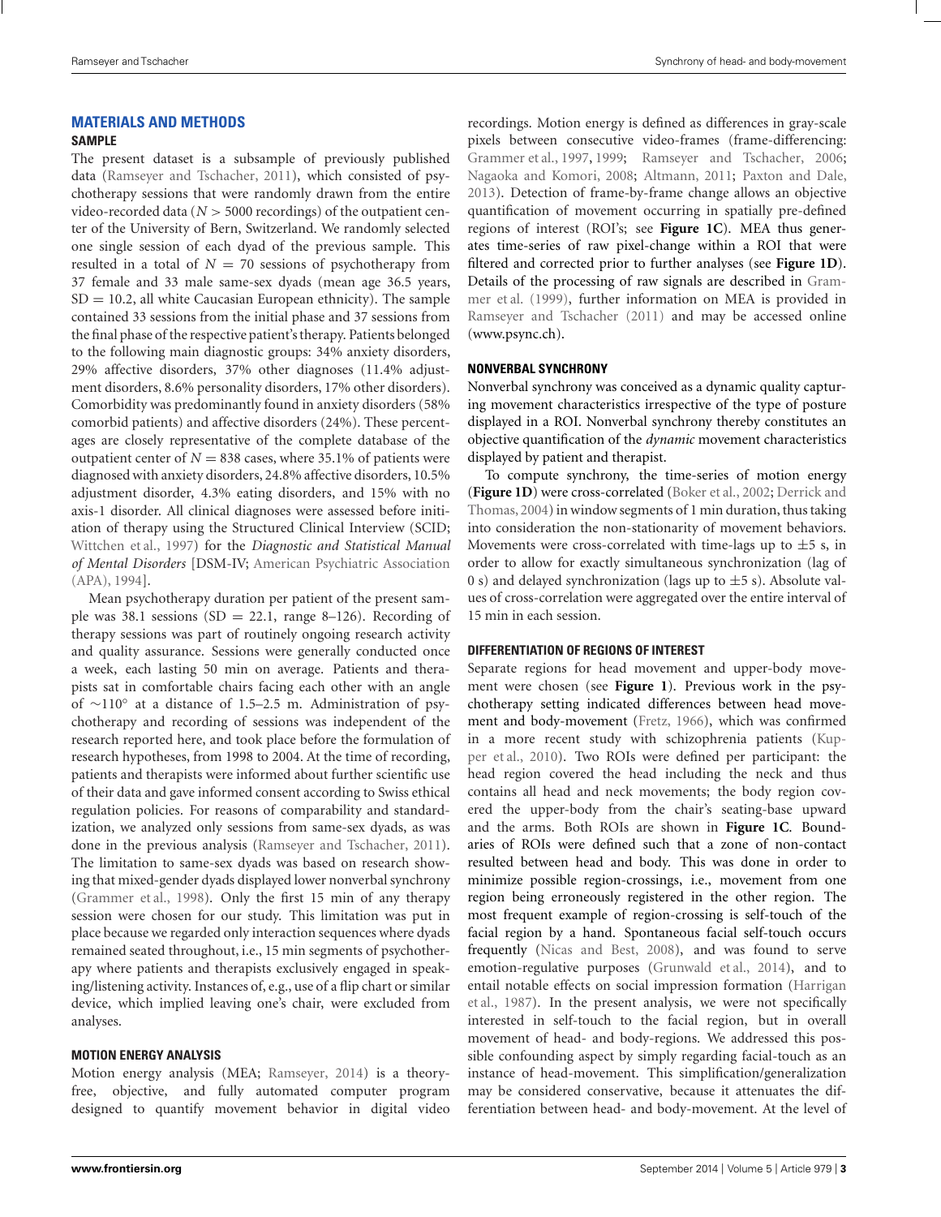## MATERIALS AND METHODS

### SAMPLE

The present dataset is a subsample of previously published data (Ramseyer and Tschacher, 2011), which consisted of psychotherapy sessions that were randomly drawn from the entire video-recorded data ($N > 5000$ recordings) of the outpatient center of the University of Bern, Switzerland. We randomly selected one single session of each dyad of the previous sample. This resulted in a total of $N = 70$ sessions of psychotherapy from 37 female and 33 male same-sex dyads (mean age 36.5 years, SD = 10.2, all white Caucasian European ethnicity). The sample contained 33 sessions from the initial phase and 37 sessions from the final phase of the respective patient's therapy. Patients belonged to the following main diagnostic groups: 34% anxiety disorders, 29% affective disorders, 37% other diagnoses (11.4% adjustment disorders, 8.6% personality disorders, 17% other disorders). Comorbidity was predominantly found in anxiety disorders (58% comorbid patients) and affective disorders (24%). These percentages are closely representative of the complete database of the outpatient center of $N = 838$ cases, where 35.1% of patients were diagnosed with anxiety disorders, 24.8% affective disorders, 10.5% adjustment disorder, 4.3% eating disorders, and 15% with no axis-1 disorder. All clinical diagnoses were assessed before initiation of therapy using the Structured Clinical Interview (SCID; Wittchen et al., 1997) for the *Diagnostic and Statistical Manual of Mental Disorders* [DSM-IV; American Psychiatric Association (APA), 1994].

Mean psychotherapy duration per patient of the present sample was 38.1 sessions (SD = 22.1, range 8–126). Recording of therapy sessions was part of routinely ongoing research activity and quality assurance. Sessions were generally conducted once a week, each lasting 50 min on average. Patients and therapists sat in comfortable chairs facing each other with an angle of ~110° at a distance of 1.5–2.5 m. Administration of psychotherapy and recording of sessions was independent of the research reported here, and took place before the formulation of research hypotheses, from 1998 to 2004. At the time of recording, patients and therapists were informed about further scientific use of their data and gave informed consent according to Swiss ethical regulation policies. For reasons of comparability and standardization, we analyzed only sessions from same-sex dyads, as was done in the previous analysis (Ramseyer and Tschacher, 2011). The limitation to same-sex dyads was based on research showing that mixed-gender dyads displayed lower nonverbal synchrony (Grammer et al., 1998). Only the first 15 min of any therapy session were chosen for our study. This limitation was put in place because we regarded only interaction sequences where dyads remained seated throughout, i.e., 15 min segments of psychotherapy where patients and therapists exclusively engaged in speaking/listening activity. Instances of, e.g., use of a flip chart or similar device, which implied leaving one's chair, were excluded from analyses.

### MOTION ENERGY ANALYSIS

Motion energy analysis (MEA; Ramseyer, 2014) is a theory-free, objective, and fully automated computer program designed to quantify movement behavior in digital video recordings. Motion energy is defined as differences in gray-scale pixels between consecutive video-frames (frame-differencing: Grammer et al., 1997, 1999; Ramseyer and Tschacher, 2006; Nagaoka and Komori, 2008; Altmann, 2011; Paxton and Dale, 2013). Detection of frame-by-frame change allows an objective quantification of movement occurring in spatially pre-defined regions of interest (ROI's; see **Figure 1C**). MEA thus generates time-series of raw pixel-change within a ROI that were filtered and corrected prior to further analyses (see **Figure 1D**). Details of the processing of raw signals are described in Grammer et al. (1999), further information on MEA is provided in Ramseyer and Tschacher (2011) and may be accessed online (www.psync.ch).

### NONVERBAL SYNCHRONY

Nonverbal synchrony was conceived as a dynamic quality capturing movement characteristics irrespective of the type of posture displayed in a ROI. Nonverbal synchrony thereby constitutes an objective quantification of the *dynamic* movement characteristics displayed by patient and therapist.

To compute synchrony, the time-series of motion energy (**Figure 1D**) were cross-correlated (Boker et al., 2002; Derrick and Thomas, 2004) in window segments of 1 min duration, thus taking into consideration the non-stationarity of movement behaviors. Movements were cross-correlated with time-lags up to ±5 s, in order to allow for exactly simultaneous synchronization (lag of 0 s) and delayed synchronization (lags up to ±5 s). Absolute values of cross-correlation were aggregated over the entire interval of 15 min in each session.

### DIFFERENTIATION OF REGIONS OF INTEREST

Separate regions for head movement and upper-body movement were chosen (see **Figure 1**). Previous work in the psychotherapy setting indicated differences between head movement and body-movement (Fretz, 1966), which was confirmed in a more recent study with schizophrenia patients (Kupper et al., 2010). Two ROIs were defined per participant: the head region covered the head including the neck and thus contains all head and neck movements; the body region covered the upper-body from the chair's seating-base upward and the arms. Both ROIs are shown in **Figure 1C**. Boundaries of ROIs were defined such that a zone of non-contact resulted between head and body. This was done in order to minimize possible region-crossings, i.e., movement from one region being erroneously registered in the other region. The most frequent example of region-crossing is self-touch of the facial region by a hand. Spontaneous facial self-touch occurs frequently (Nicas and Best, 2008), and was found to serve emotion-regulative purposes (Grunwald et al., 2014), and to entail notable effects on social impression formation (Harrigan et al., 1987). In the present analysis, we were not specifically interested in self-touch to the facial region, but in overall movement of head- and body-regions. We addressed this possible confounding aspect by simply regarding facial-touch as an instance of head-movement. This simplification/generalization may be considered conservative, because it attenuates the differentiation between head- and body-movement. At the level of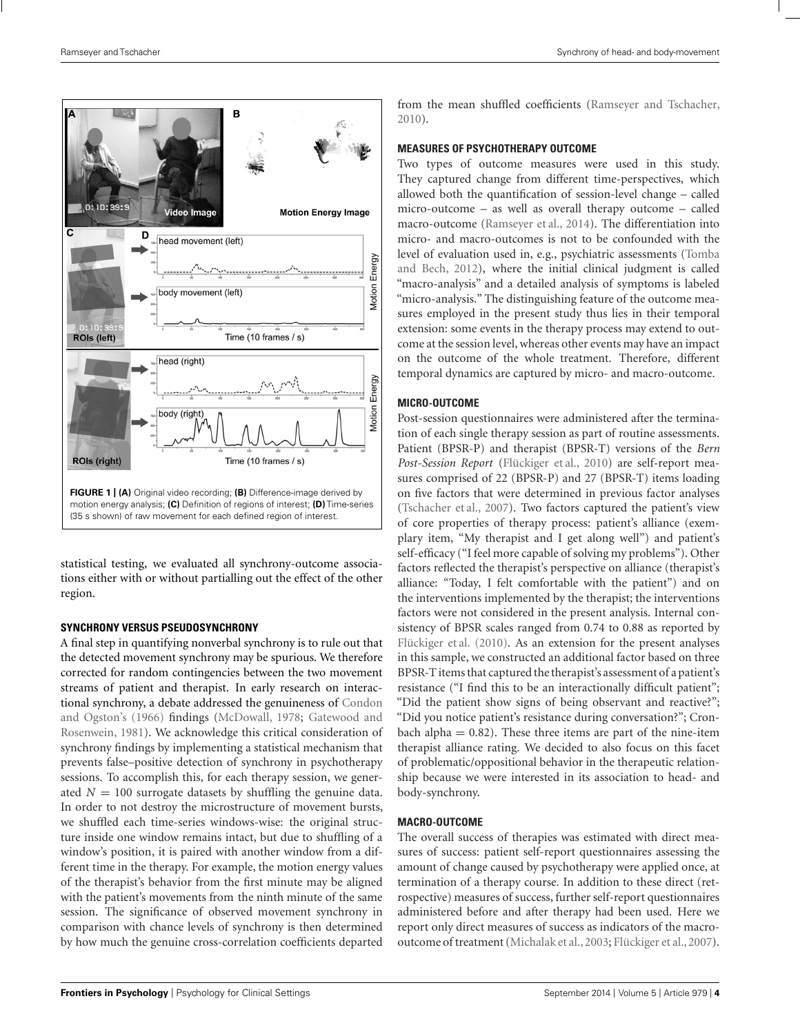**FIGURE 1 | (A)** Original video recording; **(B)** Difference-image derived by motion energy analysis; **(C)** Definition of regions of interest; **(D)** Time-series (35 s shown) of raw movement for each defined region of interest.

statistical testing, we evaluated all synchrony-outcome associations either with or without partialling out the effect of the other region.

### SYNCHRONY VERSUS PSEUDOSYNCHRONY

A final step in quantifying nonverbal synchrony is to rule out that the detected movement synchrony may be spurious. We therefore corrected for random contingencies between the two movement streams of patient and therapist. In early research on interactional synchrony, a debate addressed the genuineness of Condon and Ogston's (1966) findings (McDowall, 1978; Gatewood and Rosenwein, 1981). We acknowledge this critical consideration of synchrony findings by implementing a statistical mechanism that prevents false–positive detection of synchrony in psychotherapy sessions. To accomplish this, for each therapy session, we generated $N = 100$ surrogate datasets by shuffling the genuine data. In order to not destroy the microstructure of movement bursts, we shuffled each time-series windows-wise: the original structure inside one window remains intact, but due to shuffling of a window's position, it is paired with another window from a different time in the therapy. For example, the motion energy values of the therapist's behavior from the first minute may be aligned with the patient's movements from the ninth minute of the same session. The significance of observed movement synchrony in comparison with chance levels of synchrony is then determined by how much the genuine cross-correlation coefficients departed from the mean shuffled coefficients (Ramseyer and Tschacher, 2010).

### MEASURES OF PSYCHOTHERAPY OUTCOME

Two types of outcome measures were used in this study. They captured change from different time-perspectives, which allowed both the quantification of session-level change – called micro-outcome – as well as overall therapy outcome – called macro-outcome (Ramseyer et al., 2014). The differentiation into micro- and macro-outcomes is not to be confounded with the level of evaluation used in, e.g., psychiatric assessments (Tomba and Bech, 2012), where the initial clinical judgment is called "macro-analysis" and a detailed analysis of symptoms is labeled "micro-analysis." The distinguishing feature of the outcome measures employed in the present study thus lies in their temporal extension: some events in the therapy process may extend to outcome at the session level, whereas other events may have an impact on the outcome of the whole treatment. Therefore, different temporal dynamics are captured by micro- and macro-outcome.

### MICRO-OUTCOME

Post-session questionnaires were administered after the termination of each single therapy session as part of routine assessments. Patient (BPSR-P) and therapist (BPSR-T) versions of the *Bern Post-Session Report* (Flückiger et al., 2010) are self-report measures comprised of 22 (BPSR-P) and 27 (BPSR-T) items loading on five factors that were determined in previous factor analyses (Tschacher et al., 2007). Two factors captured the patient's view of core properties of therapy process: patient's alliance (exemplary item, "My therapist and I get along well") and patient's self-efficacy ("I feel more capable of solving my problems"). Other factors reflected the therapist's perspective on alliance (therapist's alliance: "Today, I felt comfortable with the patient") and on the interventions implemented by the therapist; the interventions factors were not considered in the present analysis. Internal consistency of BPSR scales ranged from 0.74 to 0.88 as reported by Flückiger et al. (2010). As an extension for the present analyses in this sample, we constructed an additional factor based on three BPSR-T items that captured the therapist's assessment of a patient's resistance ("I find this to be an interactionally difficult patient"; "Did the patient show signs of being observant and reactive?"; "Did you notice patient's resistance during conversation?"; Cronbach alpha = 0.82). These three items are part of the nine-item therapist alliance rating. We decided to also focus on this facet of problematic/oppositional behavior in the therapeutic relationship because we were interested in its association to head- and body-synchrony.

### MACRO-OUTCOME

The overall success of therapies was estimated with direct measures of success: patient self-report questionnaires assessing the amount of change caused by psychotherapy were applied once, at termination of a therapy course. In addition to these direct (retrospective) measures of success, further self-report questionnaires administered before and after therapy had been used. Here we report only direct measures of success as indicators of the macro-outcome of treatment (Michalak et al., 2003; Flückiger et al., 2007).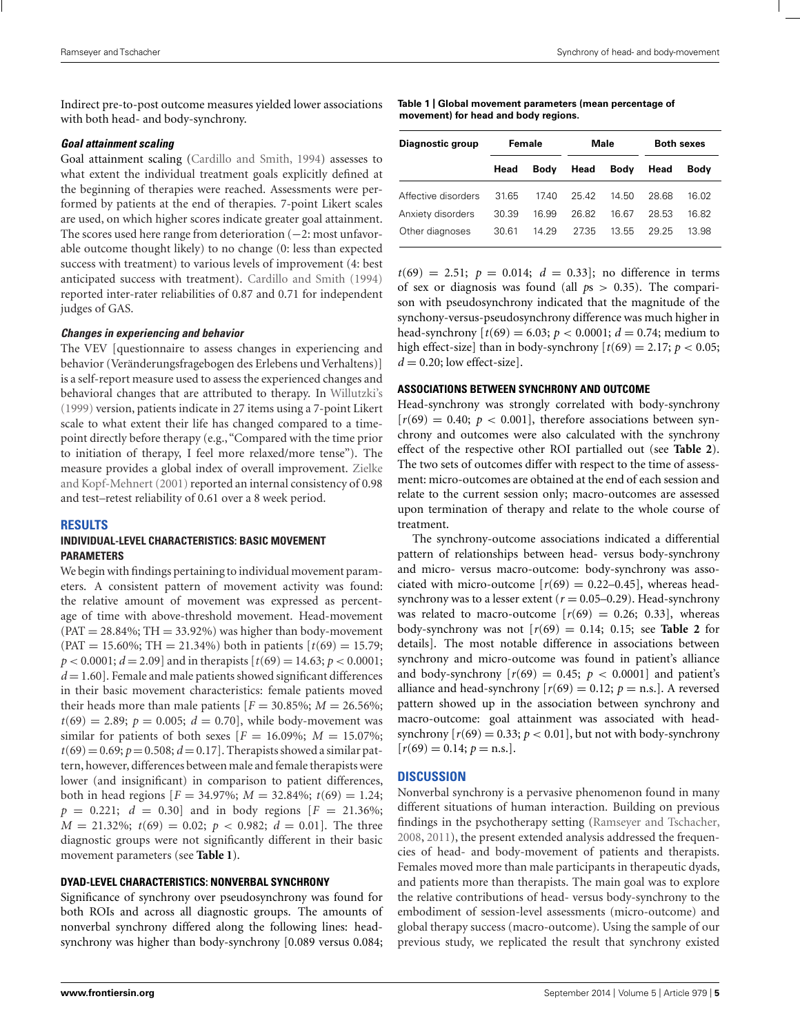Indirect pre-to-post outcome measures yielded lower associations with both head- and body-synchrony.

#### *Goal attainment scaling*

Goal attainment scaling (Cardillo and Smith, 1994) assesses to what extent the individual treatment goals explicitly defined at the beginning of therapies were reached. Assessments were performed by patients at the end of therapies. 7-point Likert scales are used, on which higher scores indicate greater goal attainment. The scores used here range from deterioration (−2: most unfavorable outcome thought likely) to no change (0: less than expected success with treatment) to various levels of improvement (4: best anticipated success with treatment). Cardillo and Smith (1994) reported inter-rater reliabilities of 0.87 and 0.71 for independent judges of GAS.

#### *Changes in experiencing and behavior*

The VEV [questionnaire to assess changes in experiencing and behavior (Veränderungsfragebogen des Erlebens und Verhaltens)] is a self-report measure used to assess the experienced changes and behavioral changes that are attributed to therapy. In Willutzki's (1999) version, patients indicate in 27 items using a 7-point Likert scale to what extent their life has changed compared to a time-point directly before therapy (e.g., "Compared with the time prior to initiation of therapy, I feel more relaxed/more tense"). The measure provides a global index of overall improvement. Zielke and Kopf-Mehnert (2001) reported an internal consistency of 0.98 and test–retest reliability of 0.61 over a 8 week period.

## RESULTS

### INDIVIDUAL-LEVEL CHARACTERISTICS: BASIC MOVEMENT PARAMETERS

We begin with findings pertaining to individual movement parameters. A consistent pattern of movement activity was found: the relative amount of movement was expressed as percentage of time with above-threshold movement. Head-movement (PAT = 28.84%; TH = 33.92%) was higher than body-movement (PAT = 15.60%; TH = 21.34%) both in patients [$t(69) = 15.79$; $p < 0.0001$; $d = 2.09$] and in therapists [$t(69) = 14.63$; $p < 0.0001$; $d = 1.60$]. Female and male patients showed significant differences in their basic movement characteristics: female patients moved their heads more than male patients [$F = 30.85\%$; $M = 26.56\%$; $t(69) = 2.89$; $p = 0.005$; $d = 0.70$], while body-movement was similar for patients of both sexes [$F = 16.09\%$; $M = 15.07\%$; $t(69) = 0.69$; $p = 0.508$; $d = 0.17$]. Therapists showed a similar pattern, however, differences between male and female therapists were lower (and insignificant) in comparison to patient differences, both in head regions [$F = 34.97\%$; $M = 32.84\%$; $t(69) = 1.24$; $p = 0.221$; $d = 0.30$] and in body regions [$F = 21.36\%$; $M = 21.32\%$; $t(69) = 0.02$; $p < 0.982$; $d = 0.01$]. The three diagnostic groups were not significantly different in their basic movement parameters (see **Table 1**).

### DYAD-LEVEL CHARACTERISTICS: NONVERBAL SYNCHRONY

Significance of synchrony over pseudosynchrony was found for both ROIs and across all diagnostic groups. The amounts of nonverbal synchrony differed along the following lines: head-synchrony was higher than body-synchrony [0.089 versus 0.084; $t(69) = 2.51$; $p = 0.014$; $d = 0.33$]; no difference in terms of sex or diagnosis was found (all $p$s $> 0.35$). The comparison with pseudosynchrony indicated that the magnitude of the synchony-versus-pseudosynchrony difference was much higher in head-synchrony [$t(69) = 6.03$; $p < 0.0001$; $d = 0.74$; medium to high effect-size] than in body-synchrony [$t(69) = 2.17$; $p < 0.05$; $d = 0.20$; low effect-size].

**Table 1 | Global movement parameters (mean percentage of movement) for head and body regions.**

| Diagnostic group | Female | | Male | | Both sexes | |
|---|---|---|---|---|---|---|
| | **Head** | **Body** | **Head** | **Body** | **Head** | **Body** |
| Affective disorders | 31.65 | 17.40 | 25.42 | 14.50 | 28.68 | 16.02 |
| Anxiety disorders | 30.39 | 16.99 | 26.82 | 16.67 | 28.53 | 16.82 |
| Other diagnoses | 30.61 | 14.29 | 27.35 | 13.55 | 29.25 | 13.98 |

### ASSOCIATIONS BETWEEN SYNCHRONY AND OUTCOME

Head-synchrony was strongly correlated with body-synchrony [$r(69) = 0.40$; $p < 0.001$], therefore associations between synchrony and outcomes were also calculated with the synchrony effect of the respective other ROI partialled out (see **Table 2**). The two sets of outcomes differ with respect to the time of assessment: micro-outcomes are obtained at the end of each session and relate to the current session only; macro-outcomes are assessed upon termination of therapy and relate to the whole course of treatment.

The synchrony-outcome associations indicated a differential pattern of relationships between head- versus body-synchrony and micro- versus macro-outcome: body-synchrony was associated with micro-outcome [$r(69) = 0.22$–$0.45$], whereas head-synchrony was to a lesser extent ($r = 0.05$–$0.29$). Head-synchrony was related to macro-outcome [$r(69) = 0.26$; $0.33$], whereas body-synchrony was not [$r(69) = 0.14$; $0.15$; see **Table 2** for details]. The most notable difference in associations between synchrony and micro-outcome was found in patient's alliance and body-synchrony [$r(69) = 0.45$; $p < 0.0001$] and patient's alliance and head-synchrony [$r(69) = 0.12$; $p =$ n.s.]. A reversed pattern showed up in the association between synchrony and macro-outcome: goal attainment was associated with head-synchrony [$r(69) = 0.33$; $p < 0.01$], but not with body-synchrony [$r(69) = 0.14$; $p =$ n.s.].

## DISCUSSION

Nonverbal synchrony is a pervasive phenomenon found in many different situations of human interaction. Building on previous findings in the psychotherapy setting (Ramseyer and Tschacher, 2008, 2011), the present extended analysis addressed the frequencies of head- and body-movement of patients and therapists. Females moved more than male participants in therapeutic dyads, and patients more than therapists. The main goal was to explore the relative contributions of head- versus body-synchrony to the embodiment of session-level assessments (micro-outcome) and global therapy success (macro-outcome). Using the sample of our previous study, we replicated the result that synchrony existed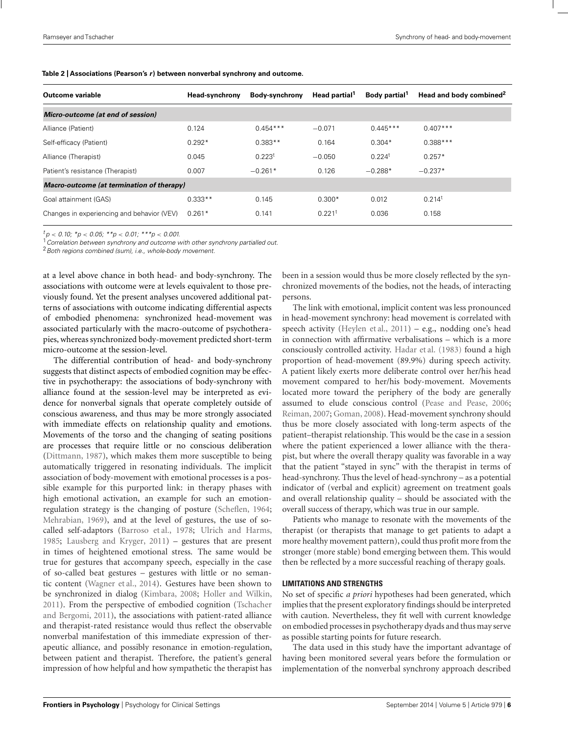**Table 2 | Associations (Pearson's *r*) between nonverbal synchrony and outcome.**

| Outcome variable | Head-synchrony | Body-synchrony | Head partial[1] | Body partial[1] | Head and body combined[2] |
|---|---|---|---|---|---|
| ***Micro-outcome (at end of session)*** | | | | | |
| Alliance (Patient) | 0.124 | 0.454*** | −0.071 | 0.445*** | 0.407*** |
| Self-efficacy (Patient) | 0.292* | 0.383** | 0.164 | 0.304* | 0.388*** |
| Alliance (Therapist) | 0.045 | 0.223† | −0.050 | 0.224† | 0.257* |
| Patient's resistance (Therapist) | 0.007 | −0.261* | 0.126 | −0.288* | −0.237* |
| ***Macro-outcome (at termination of therapy)*** | | | | | |
| Goal attainment (GAS) | 0.333** | 0.145 | 0.300* | 0.012 | 0.214† |
| Changes in experiencing and behavior (VEV) | 0.261* | 0.141 | 0.221† | 0.036 | 0.158 |

*† $p < 0.10$; * $p < 0.05$; ** $p < 0.01$; *** $p < 0.001$.*

[1] *Correlation between synchrony and outcome with other synchrony partialled out.*

[2] *Both regions combined (sum), i.e., whole-body movement.*

at a level above chance in both head- and body-synchrony. The associations with outcome were at levels equivalent to those previously found. Yet the present analyses uncovered additional patterns of associations with outcome indicating differential aspects of embodied phenomena: synchronized head-movement was associated particularly with the macro-outcome of psychotherapies, whereas synchronized body-movement predicted short-term micro-outcome at the session-level.

The differential contribution of head- and body-synchrony suggests that distinct aspects of embodied cognition may be effective in psychotherapy: the associations of body-synchrony with alliance found at the session-level may be interpreted as evidence for nonverbal signals that operate completely outside of conscious awareness, and thus may be more strongly associated with immediate effects on relationship quality and emotions. Movements of the torso and the changing of seating positions are processes that require little or no conscious deliberation (Dittmann, 1987), which makes them more susceptible to being automatically triggered in resonating individuals. The implicit association of body-movement with emotional processes is a possible example for this purported link: in therapy phases with high emotional activation, an example for such an emotion-regulation strategy is the changing of posture (Scheflen, 1964; Mehrabian, 1969), and at the level of gestures, the use of so-called self-adaptors (Barroso et al., 1978; Ulrich and Harms, 1985; Lausberg and Kryger, 2011) – gestures that are present in times of heightened emotional stress. The same would be true for gestures that accompany speech, especially in the case of so-called beat gestures – gestures with little or no semantic content (Wagner et al., 2014). Gestures have been shown to be synchronized in dialog (Kimbara, 2008; Holler and Wilkin, 2011). From the perspective of embodied cognition (Tschacher and Bergomi, 2011), the associations with patient-rated alliance and therapist-rated resistance would thus reflect the observable nonverbal manifestation of this immediate expression of therapeutic alliance, and possibly resonance in emotion-regulation, between patient and therapist. Therefore, the patient's general impression of how helpful and how sympathetic the therapist has been in a session would thus be more closely reflected by the synchronized movements of the bodies, not the heads, of interacting persons.

The link with emotional, implicit content was less pronounced in head-movement synchrony: head movement is correlated with speech activity (Heylen et al., 2011) – e.g., nodding one's head in connection with affirmative verbalisations – which is a more consciously controlled activity. Hadar et al. (1983) found a high proportion of head-movement (89.9%) during speech activity. A patient likely exerts more deliberate control over her/his head movement compared to her/his body-movement. Movements located more toward the periphery of the body are generally assumed to elude conscious control (Pease and Pease, 2006; Reiman, 2007; Goman, 2008). Head-movement synchrony should thus be more closely associated with long-term aspects of the patient–therapist relationship. This would be the case in a session where the patient experienced a lower alliance with the therapist, but where the overall therapy quality was favorable in a way that the patient "stayed in sync" with the therapist in terms of head-synchrony. Thus the level of head-synchrony – as a potential indicator of (verbal and explicit) agreement on treatment goals and overall relationship quality – should be associated with the overall success of therapy, which was true in our sample.

Patients who manage to resonate with the movements of the therapist (or therapists that manage to get patients to adapt a more healthy movement pattern), could thus profit more from the stronger (more stable) bond emerging between them. This would then be reflected by a more successful reaching of therapy goals.

### LIMITATIONS AND STRENGTHS

No set of specific *a priori* hypotheses had been generated, which implies that the present exploratory findings should be interpreted with caution. Nevertheless, they fit well with current knowledge on embodied processes in psychotherapy dyads and thus may serve as possible starting points for future research.

The data used in this study have the important advantage of having been monitored several years before the formulation or implementation of the nonverbal synchrony approach described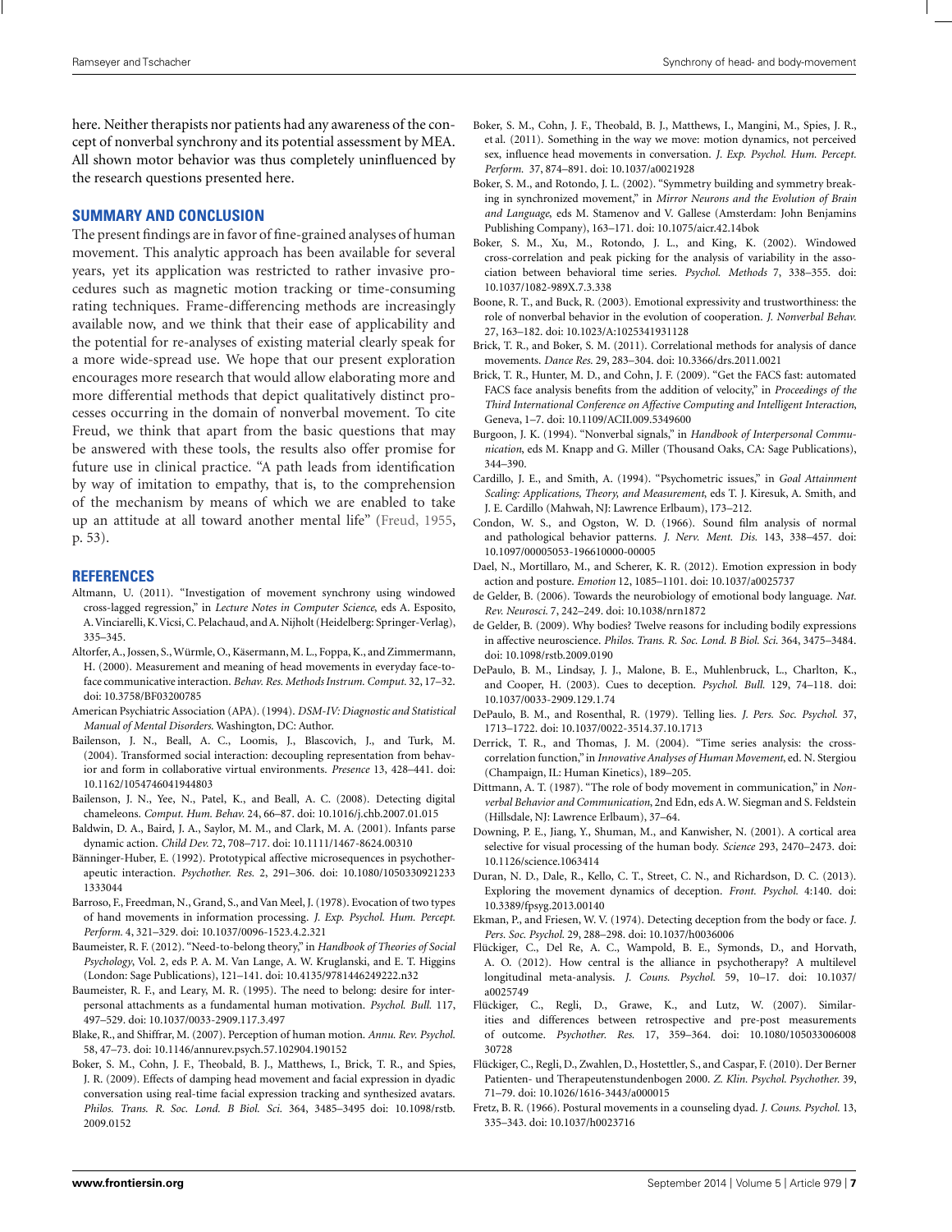here. Neither therapists nor patients had any awareness of the concept of nonverbal synchrony and its potential assessment by MEA. All shown motor behavior was thus completely uninfluenced by the research questions presented here.

## SUMMARY AND CONCLUSION

The present findings are in favor of fine-grained analyses of human movement. This analytic approach has been available for several years, yet its application was restricted to rather invasive procedures such as magnetic motion tracking or time-consuming rating techniques. Frame-differencing methods are increasingly available now, and we think that their ease of applicability and the potential for re-analyses of existing material clearly speak for a more wide-spread use. We hope that our present exploration encourages more research that would allow elaborating more and more differential methods that depict qualitatively distinct processes occurring in the domain of nonverbal movement. To cite Freud, we think that apart from the basic questions that may be answered with these tools, the results also offer promise for future use in clinical practice. "A path leads from identification by way of imitation to empathy, that is, to the comprehension of the mechanism by means of which we are enabled to take up an attitude at all toward another mental life" (Freud, 1955, p. 53).

## REFERENCES

Altmann, U. (2011). "Investigation of movement synchrony using windowed cross-lagged regression," in *Lecture Notes in Computer Science*, eds A. Esposito, A. Vinciarelli, K. Vicsi, C. Pelachaud, and A. Nijholt (Heidelberg: Springer-Verlag), 335–345.

Altorfer, A., Jossen, S., Würmle, O., Käsermann, M. L., Foppa, K., and Zimmermann, H. (2000). Measurement and meaning of head movements in everyday face-to-face communicative interaction. *Behav. Res. Methods Instrum. Comput.* 32, 17–32. doi: 10.3758/BF03200785

American Psychiatric Association (APA). (1994). *DSM-IV: Diagnostic and Statistical Manual of Mental Disorders.* Washington, DC: Author.

Bailenson, J. N., Beall, A. C., Loomis, J., Blascovich, J., and Turk, M. (2004). Transformed social interaction: decoupling representation from behavior and form in collaborative virtual environments. *Presence* 13, 428–441. doi: 10.1162/1054746041944803

Bailenson, J. N., Yee, N., Patel, K., and Beall, A. C. (2008). Detecting digital chameleons. *Comput. Hum. Behav.* 24, 66–87. doi: 10.1016/j.chb.2007.01.015

Baldwin, D. A., Baird, J. A., Saylor, M. M., and Clark, M. A. (2001). Infants parse dynamic action. *Child Dev.* 72, 708–717. doi: 10.1111/1467-8624.00310

Bänninger-Huber, E. (1992). Prototypical affective microsequences in psychotherapeutic interaction. *Psychother. Res.* 2, 291–306. doi: 10.1080/10503309212331333044

Barroso, F., Freedman, N., Grand, S., and Van Meel, J. (1978). Evocation of two types of hand movements in information processing. *J. Exp. Psychol. Hum. Percept. Perform.* 4, 321–329. doi: 10.1037/0096-1523.4.2.321

Baumeister, R. F. (2012). "Need-to-belong theory," in *Handbook of Theories of Social Psychology*, Vol. 2, eds P. A. M. Van Lange, A. W. Kruglanski, and E. T. Higgins (London: Sage Publications), 121–141. doi: 10.4135/9781446249222.n32

Baumeister, R. F., and Leary, M. R. (1995). The need to belong: desire for interpersonal attachments as a fundamental human motivation. *Psychol. Bull.* 117, 497–529. doi: 10.1037/0033-2909.117.3.497

Blake, R., and Shiffrar, M. (2007). Perception of human motion. *Annu. Rev. Psychol.* 58, 47–73. doi: 10.1146/annurev.psych.57.102904.190152

Boker, S. M., Cohn, J. F., Theobald, B. J., Matthews, I., Brick, T. R., and Spies, J. R. (2009). Effects of damping head movement and facial expression in dyadic conversation using real-time facial expression tracking and synthesized avatars. *Philos. Trans. R. Soc. Lond. B Biol. Sci.* 364, 3485–3495 doi: 10.1098/rstb.2009.0152

Boker, S. M., Cohn, J. F., Theobald, B. J., Matthews, I., Mangini, M., Spies, J. R., et al. (2011). Something in the way we move: motion dynamics, not perceived sex, influence head movements in conversation. *J. Exp. Psychol. Hum. Percept. Perform.* 37, 874–891. doi: 10.1037/a0021928

Boker, S. M., and Rotondo, J. L. (2002). "Symmetry building and symmetry breaking in synchronized movement," in *Mirror Neurons and the Evolution of Brain and Language*, eds M. Stamenov and V. Gallese (Amsterdam: John Benjamins Publishing Company), 163–171. doi: 10.1075/aicr.42.14bok

Boker, S. M., Xu, M., Rotondo, J. L., and King, K. (2002). Windowed cross-correlation and peak picking for the analysis of variability in the association between behavioral time series. *Psychol. Methods* 7, 338–355. doi: 10.1037/1082-989X.7.3.338

Boone, R. T., and Buck, R. (2003). Emotional expressivity and trustworthiness: the role of nonverbal behavior in the evolution of cooperation. *J. Nonverbal Behav.* 27, 163–182. doi: 10.1023/A:1025341931128

Brick, T. R., and Boker, S. M. (2011). Correlational methods for analysis of dance movements. *Dance Res.* 29, 283–304. doi: 10.3366/drs.2011.0021

Brick, T. R., Hunter, M. D., and Cohn, J. F. (2009). "Get the FACS fast: automated FACS face analysis benefits from the addition of velocity," in *Proceedings of the Third International Conference on Affective Computing and Intelligent Interaction*, Geneva, 1–7. doi: 10.1109/ACII.009.5349600

Burgoon, J. K. (1994). "Nonverbal signals," in *Handbook of Interpersonal Communication*, eds M. Knapp and G. Miller (Thousand Oaks, CA: Sage Publications), 344–390.

Cardillo, J. E., and Smith, A. (1994). "Psychometric issues," in *Goal Attainment Scaling: Applications, Theory, and Measurement*, eds T. J. Kiresuk, A. Smith, and J. E. Cardillo (Mahwah, NJ: Lawrence Erlbaum), 173–212.

Condon, W. S., and Ogston, W. D. (1966). Sound film analysis of normal and pathological behavior patterns. *J. Nerv. Ment. Dis.* 143, 338–457. doi: 10.1097/00005053-196610000-00005

Dael, N., Mortillaro, M., and Scherer, K. R. (2012). Emotion expression in body action and posture. *Emotion* 12, 1085–1101. doi: 10.1037/a0025737

de Gelder, B. (2006). Towards the neurobiology of emotional body language. *Nat. Rev. Neurosci.* 7, 242–249. doi: 10.1038/nrn1872

de Gelder, B. (2009). Why bodies? Twelve reasons for including bodily expressions in affective neuroscience. *Philos. Trans. R. Soc. Lond. B Biol. Sci.* 364, 3475–3484. doi: 10.1098/rstb.2009.0190

DePaulo, B. M., Lindsay, J. J., Malone, B. E., Muhlenbruck, L., Charlton, K., and Cooper, H. (2003). Cues to deception. *Psychol. Bull.* 129, 74–118. doi: 10.1037/0033-2909.129.1.74

DePaulo, B. M., and Rosenthal, R. (1979). Telling lies. *J. Pers. Soc. Psychol.* 37, 1713–1722. doi: 10.1037/0022-3514.37.10.1713

Derrick, T. R., and Thomas, J. M. (2004). "Time series analysis: the cross-correlation function," in *Innovative Analyses of Human Movement*, ed. N. Stergiou (Champaign, IL: Human Kinetics), 189–205.

Dittmann, A. T. (1987). "The role of body movement in communication," in *Nonverbal Behavior and Communication*, 2nd Edn, eds A. W. Siegman and S. Feldstein (Hillsdale, NJ: Lawrence Erlbaum), 37–64.

Downing, P. E., Jiang, Y., Shuman, M., and Kanwisher, N. (2001). A cortical area selective for visual processing of the human body. *Science* 293, 2470–2473. doi: 10.1126/science.1063414

Duran, N. D., Dale, R., Kello, C. T., Street, C. N., and Richardson, D. C. (2013). Exploring the movement dynamics of deception. *Front. Psychol.* 4:140. doi: 10.3389/fpsyg.2013.00140

Ekman, P., and Friesen, W. V. (1974). Detecting deception from the body or face. *J. Pers. Soc. Psychol.* 29, 288–298. doi: 10.1037/h0036006

Flückiger, C., Del Re, A. C., Wampold, B. E., Symonds, D., and Horvath, A. O. (2012). How central is the alliance in psychotherapy? A multilevel longitudinal meta-analysis. *J. Couns. Psychol.* 59, 10–17. doi: 10.1037/a0025749

Flückiger, C., Regli, D., Grawe, K., and Lutz, W. (2007). Similarities and differences between retrospective and pre-post measurements of outcome. *Psychother. Res.* 17, 359–364. doi: 10.1080/10503300600830728

Flückiger, C., Regli, D., Zwahlen, D., Hostettler, S., and Caspar, F. (2010). Der Berner Patienten- und Therapeutenstundenbogen 2000. *Z. Klin. Psychol. Psychother.* 39, 71–79. doi: 10.1026/1616-3443/a000015

Fretz, B. R. (1966). Postural movements in a counseling dyad. *J. Couns. Psychol.* 13, 335–343. doi: 10.1037/h0023716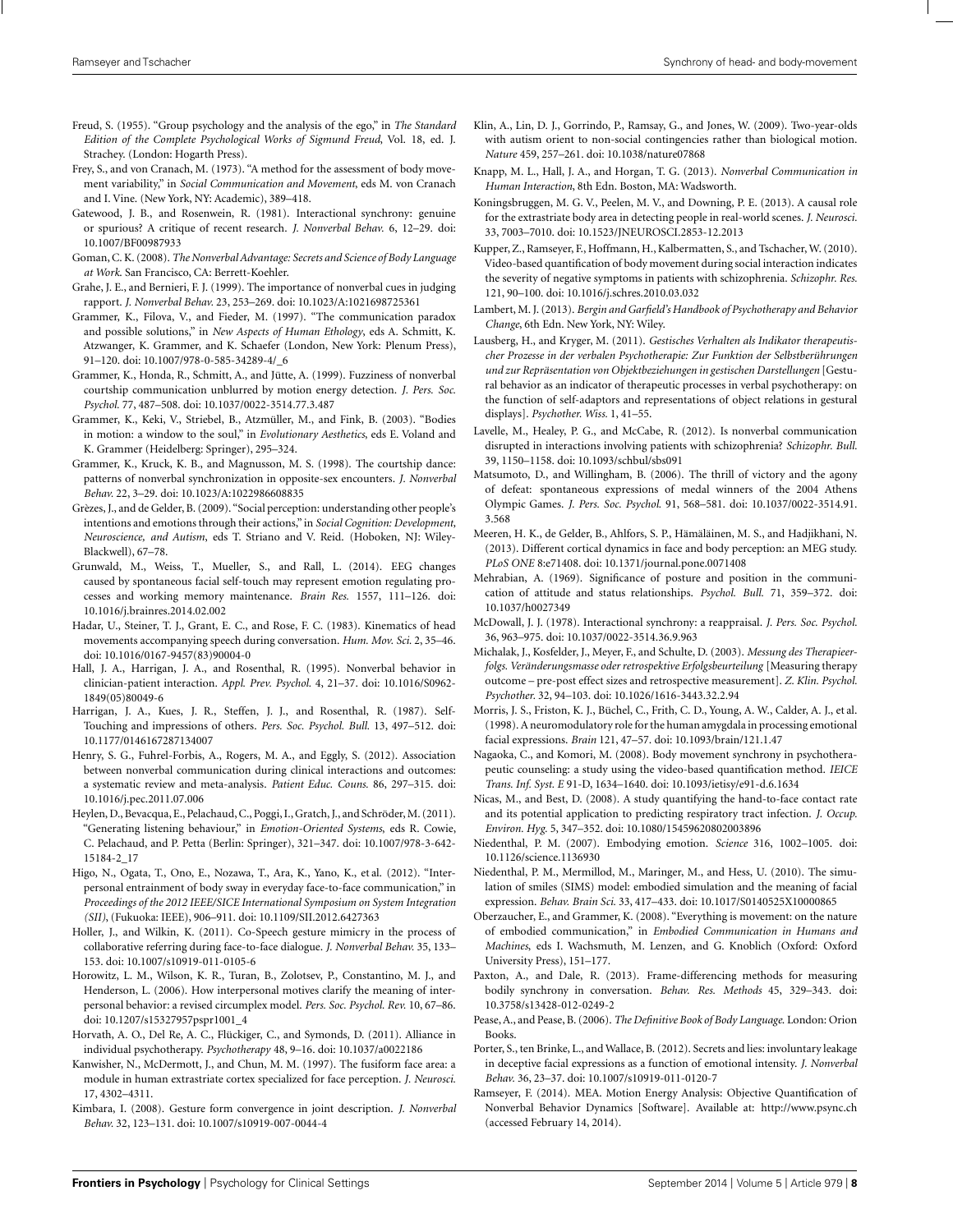Freud, S. (1955). "Group psychology and the analysis of the ego," in *The Standard Edition of the Complete Psychological Works of Sigmund Freud*, Vol. 18, ed. J. Strachey. (London: Hogarth Press).

Frey, S., and von Cranach, M. (1973). "A method for the assessment of body movement variability," in *Social Communication and Movement*, eds M. von Cranach and I. Vine. (New York, NY: Academic), 389–418.

Gatewood, J. B., and Rosenwein, R. (1981). Interactional synchrony: genuine or spurious? A critique of recent research. *J. Nonverbal Behav.* 6, 12–29. doi: 10.1007/BF00987933

Goman, C. K. (2008). *The Nonverbal Advantage: Secrets and Science of Body Language at Work.* San Francisco, CA: Berrett-Koehler.

Grahe, J. E., and Bernieri, F. J. (1999). The importance of nonverbal cues in judging rapport. *J. Nonverbal Behav.* 23, 253–269. doi: 10.1023/A:1021698725361

Grammer, K., Filova, V., and Fieder, M. (1997). "The communication paradox and possible solutions," in *New Aspects of Human Ethology*, eds A. Schmitt, K. Atzwanger, K. Grammer, and K. Schaefer (London, New York: Plenum Press), 91–120. doi: 10.1007/978-0-585-34289-4/_6

Grammer, K., Honda, R., Schmitt, A., and Jütte, A. (1999). Fuzziness of nonverbal courtship communication unblurred by motion energy detection. *J. Pers. Soc. Psychol.* 77, 487–508. doi: 10.1037/0022-3514.77.3.487

Grammer, K., Keki, V., Striebel, B., Atzmüller, M., and Fink, B. (2003). "Bodies in motion: a window to the soul," in *Evolutionary Aesthetics*, eds E. Voland and K. Grammer (Heidelberg: Springer), 295–324.

Grammer, K., Kruck, K. B., and Magnusson, M. S. (1998). The courtship dance: patterns of nonverbal synchronization in opposite-sex encounters. *J. Nonverbal Behav.* 22, 3–29. doi: 10.1023/A:1022986608835

Grèzes, J., and de Gelder, B. (2009). "Social perception: understanding other people's intentions and emotions through their actions," in *Social Cognition: Development, Neuroscience, and Autism*, eds T. Striano and V. Reid. (Hoboken, NJ: Wiley-Blackwell), 67–78.

Grunwald, M., Weiss, T., Mueller, S., and Rall, L. (2014). EEG changes caused by spontaneous facial self-touch may represent emotion regulating processes and working memory maintenance. *Brain Res.* 1557, 111–126. doi: 10.1016/j.brainres.2014.02.002

Hadar, U., Steiner, T. J., Grant, E. C., and Rose, F. C. (1983). Kinematics of head movements accompanying speech during conversation. *Hum. Mov. Sci.* 2, 35–46. doi: 10.1016/0167-9457(83)90004-0

Hall, J. A., Harrigan, J. A., and Rosenthal, R. (1995). Nonverbal behavior in clinician-patient interaction. *Appl. Prev. Psychol.* 4, 21–37. doi: 10.1016/S0962-1849(05)80049-6

Harrigan, J. A., Kues, J. R., Steffen, J. J., and Rosenthal, R. (1987). Self-Touching and impressions of others. *Pers. Soc. Psychol. Bull.* 13, 497–512. doi: 10.1177/0146167287134007

Henry, S. G., Fuhrel-Forbis, A., Rogers, M. A., and Eggly, S. (2012). Association between nonverbal communication during clinical interactions and outcomes: a systematic review and meta-analysis. *Patient Educ. Couns.* 86, 297–315. doi: 10.1016/j.pec.2011.07.006

Heylen, D., Bevacqua, E., Pelachaud, C., Poggi, I., Gratch, J., and Schröder, M. (2011). "Generating listening behaviour," in *Emotion-Oriented Systems*, eds R. Cowie, C. Pelachaud, and P. Petta (Berlin: Springer), 321–347. doi: 10.1007/978-3-642-15184-2_17

Higo, N., Ogata, T., Ono, E., Nozawa, T., Ara, K., Yano, K., et al. (2012). "Interpersonal entrainment of body sway in everyday face-to-face communication," in *Proceedings of the 2012 IEEE/SICE International Symposium on System Integration (SII)*, (Fukuoka: IEEE), 906–911. doi: 10.1109/SII.2012.6427363

Holler, J., and Wilkin, K. (2011). Co-Speech gesture mimicry in the process of collaborative referring during face-to-face dialogue. *J. Nonverbal Behav.* 35, 133–153. doi: 10.1007/s10919-011-0105-6

Horowitz, L. M., Wilson, K. R., Turan, B., Zolotsev, P., Constantino, M. J., and Henderson, L. (2006). How interpersonal motives clarify the meaning of interpersonal behavior: a revised circumplex model. *Pers. Soc. Psychol. Rev.* 10, 67–86. doi: 10.1207/s15327957pspr1001_4

Horvath, A. O., Del Re, A. C., Flückiger, C., and Symonds, D. (2011). Alliance in individual psychotherapy. *Psychotherapy* 48, 9–16. doi: 10.1037/a0022186

Kanwisher, N., McDermott, J., and Chun, M. M. (1997). The fusiform face area: a module in human extrastriate cortex specialized for face perception. *J. Neurosci.* 17, 4302–4311.

Kimbara, I. (2008). Gesture form convergence in joint description. *J. Nonverbal Behav.* 32, 123–131. doi: 10.1007/s10919-007-0044-4

Klin, A., Lin, D. J., Gorrindo, P., Ramsay, G., and Jones, W. (2009). Two-year-olds with autism orient to non-social contingencies rather than biological motion. *Nature* 459, 257–261. doi: 10.1038/nature07868

Knapp, M. L., Hall, J. A., and Horgan, T. G. (2013). *Nonverbal Communication in Human Interaction*, 8th Edn. Boston, MA: Wadsworth.

Koningsbruggen, M. G. V., Peelen, M. V., and Downing, P. E. (2013). A causal role for the extrastriate body area in detecting people in real-world scenes. *J. Neurosci.* 33, 7003–7010. doi: 10.1523/JNEUROSCI.2853-12.2013

Kupper, Z., Ramseyer, F., Hoffmann, H., Kalbermatten, S., and Tschacher, W. (2010). Video-based quantification of body movement during social interaction indicates the severity of negative symptoms in patients with schizophrenia. *Schizophr. Res.* 121, 90–100. doi: 10.1016/j.schres.2010.03.032

Lambert, M. J. (2013). *Bergin and Garfield's Handbook of Psychotherapy and Behavior Change*, 6th Edn. New York, NY: Wiley.

Lausberg, H., and Kryger, M. (2011). *Gestisches Verhalten als Indikator therapeutischer Prozesse in der verbalen Psychotherapie: Zur Funktion der Selbstberührungen und zur Repräsentation von Objektbeziehungen in gestischen Darstellungen* [Gestural behavior as an indicator of therapeutic processes in verbal psychotherapy: on the function of self-adaptors and representations of object relations in gestural displays]. *Psychother. Wiss.* 1, 41–55.

Lavelle, M., Healey, P. G., and McCabe, R. (2012). Is nonverbal communication disrupted in interactions involving patients with schizophrenia? *Schizophr. Bull.* 39, 1150–1158. doi: 10.1093/schbul/sbs091

Matsumoto, D., and Willingham, B. (2006). The thrill of victory and the agony of defeat: spontaneous expressions of medal winners of the 2004 Athens Olympic Games. *J. Pers. Soc. Psychol.* 91, 568–581. doi: 10.1037/0022-3514.91.3.568

Meeren, H. K., de Gelder, B., Ahlfors, S. P., Hämäläinen, M. S., and Hadjikhani, N. (2013). Different cortical dynamics in face and body perception: an MEG study. *PLoS ONE* 8:e71408. doi: 10.1371/journal.pone.0071408

Mehrabian, A. (1969). Significance of posture and position in the communication of attitude and status relationships. *Psychol. Bull.* 71, 359–372. doi: 10.1037/h0027349

McDowall, J. J. (1978). Interactional synchrony: a reappraisal. *J. Pers. Soc. Psychol.* 36, 963–975. doi: 10.1037/0022-3514.36.9.963

Michalak, J., Kosfelder, J., Meyer, F., and Schulte, D. (2003). *Messung des Therapieerfolgs. Veränderungsmasse oder retrospektive Erfolgsbeurteilung* [Measuring therapy outcome – pre-post effect sizes and retrospective measurement]. *Z. Klin. Psychol. Psychother.* 32, 94–103. doi: 10.1026/1616-3443.32.2.94

Morris, J. S., Friston, K. J., Büchel, C., Frith, C. D., Young, A. W., Calder, A. J., et al. (1998). A neuromodulatory role for the human amygdala in processing emotional facial expressions. *Brain* 121, 47–57. doi: 10.1093/brain/121.1.47

Nagaoka, C., and Komori, M. (2008). Body movement synchrony in psychotherapeutic counseling: a study using the video-based quantification method. *IEICE Trans. Inf. Syst. E* 91-D, 1634–1640. doi: 10.1093/ietisy/e91-d.6.1634

Nicas, M., and Best, D. (2008). A study quantifying the hand-to-face contact rate and its potential application to predicting respiratory tract infection. *J. Occup. Environ. Hyg.* 5, 347–352. doi: 10.1080/15459620802003896

Niedenthal, P. M. (2007). Embodying emotion. *Science* 316, 1002–1005. doi: 10.1126/science.1136930

Niedenthal, P. M., Mermillod, M., Maringer, M., and Hess, U. (2010). The simulation of smiles (SIMS) model: embodied simulation and the meaning of facial expression. *Behav. Brain Sci.* 33, 417–433. doi: 10.1017/S0140525X10000865

Oberzaucher, E., and Grammer, K. (2008). "Everything is movement: on the nature of embodied communication," in *Embodied Communication in Humans and Machines*, eds I. Wachsmuth, M. Lenzen, and G. Knoblich (Oxford: Oxford University Press), 151–177.

Paxton, A., and Dale, R. (2013). Frame-differencing methods for measuring bodily synchrony in conversation. *Behav. Res. Methods* 45, 329–343. doi: 10.3758/s13428-012-0249-2

Pease, A., and Pease, B. (2006). *The Definitive Book of Body Language.* London: Orion Books.

Porter, S., ten Brinke, L., and Wallace, B. (2012). Secrets and lies: involuntary leakage in deceptive facial expressions as a function of emotional intensity. *J. Nonverbal Behav.* 36, 23–37. doi: 10.1007/s10919-011-0120-7

Ramseyer, F. (2014). MEA. Motion Energy Analysis: Objective Quantification of Nonverbal Behavior Dynamics [Software]. Available at: http://www.psync.ch (accessed February 14, 2014).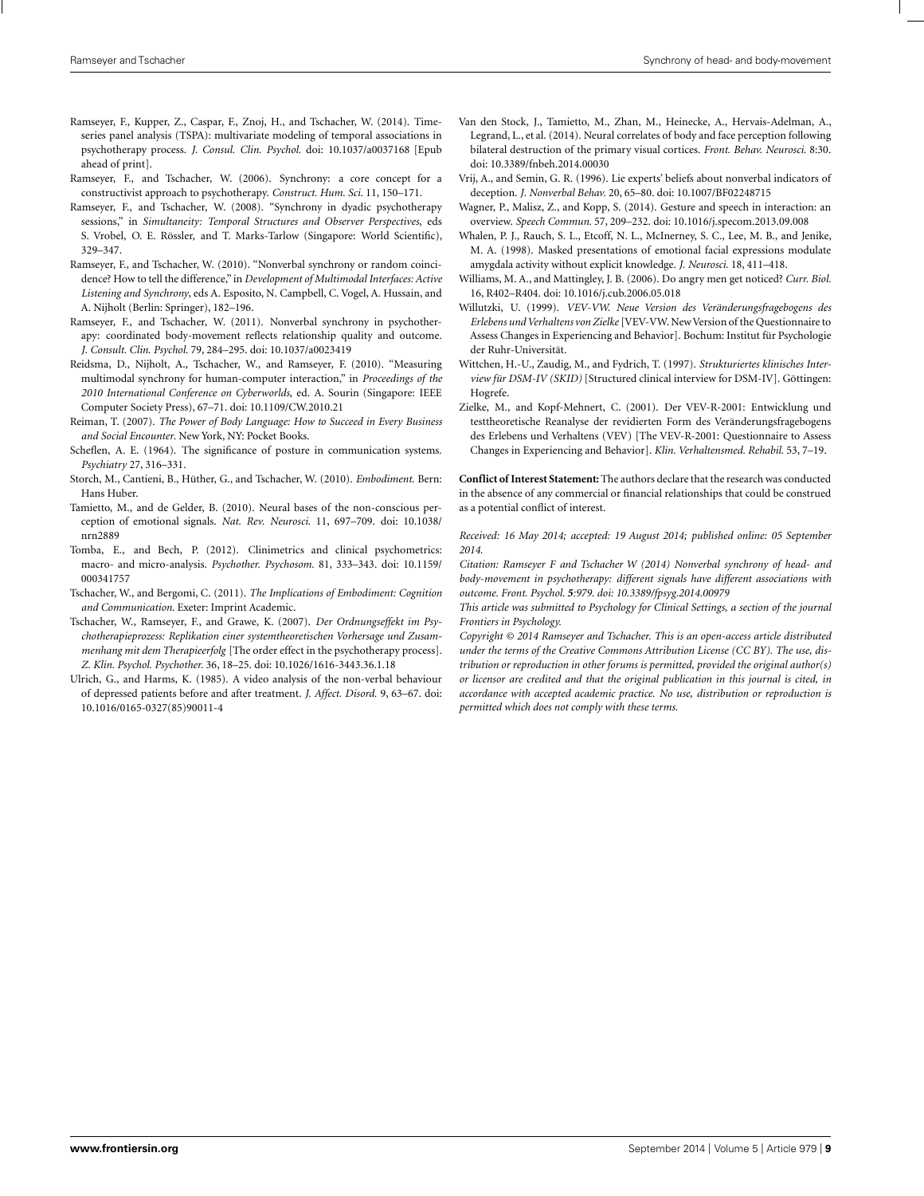Ramseyer, F., Kupper, Z., Caspar, F., Znoj, H., and Tschacher, W. (2014). Time-series panel analysis (TSPA): multivariate modeling of temporal associations in psychotherapy process. *J. Consul. Clin. Psychol.* doi: 10.1037/a0037168 [Epub ahead of print].

Ramseyer, F., and Tschacher, W. (2006). Synchrony: a core concept for a constructivist approach to psychotherapy. *Construct. Hum. Sci.* 11, 150–171.

Ramseyer, F., and Tschacher, W. (2008). "Synchrony in dyadic psychotherapy sessions," in *Simultaneity: Temporal Structures and Observer Perspectives*, eds S. Vrobel, O. E. Rössler, and T. Marks-Tarlow (Singapore: World Scientific), 329–347.

Ramseyer, F., and Tschacher, W. (2010). "Nonverbal synchrony or random coincidence? How to tell the difference," in *Development of Multimodal Interfaces: Active Listening and Synchrony*, eds A. Esposito, N. Campbell, C. Vogel, A. Hussain, and A. Nijholt (Berlin: Springer), 182–196.

Ramseyer, F., and Tschacher, W. (2011). Nonverbal synchrony in psychotherapy: coordinated body-movement reflects relationship quality and outcome. *J. Consult. Clin. Psychol.* 79, 284–295. doi: 10.1037/a0023419

Reidsma, D., Nijholt, A., Tschacher, W., and Ramseyer, F. (2010). "Measuring multimodal synchrony for human-computer interaction," in *Proceedings of the 2010 International Conference on Cyberworlds*, ed. A. Sourin (Singapore: IEEE Computer Society Press), 67–71. doi: 10.1109/CW.2010.21

Reiman, T. (2007). *The Power of Body Language: How to Succeed in Every Business and Social Encounter*. New York, NY: Pocket Books.

Scheflen, A. E. (1964). The significance of posture in communication systems. *Psychiatry* 27, 316–331.

Storch, M., Cantieni, B., Hüther, G., and Tschacher, W. (2010). *Embodiment*. Bern: Hans Huber.

Tamietto, M., and de Gelder, B. (2010). Neural bases of the non-conscious perception of emotional signals. *Nat. Rev. Neurosci.* 11, 697–709. doi: 10.1038/nrn2889

Tomba, E., and Bech, P. (2012). Clinimetrics and clinical psychometrics: macro- and micro-analysis. *Psychother. Psychosom.* 81, 333–343. doi: 10.1159/000341757

Tschacher, W., and Bergomi, C. (2011). *The Implications of Embodiment: Cognition and Communication*. Exeter: Imprint Academic.

Tschacher, W., Ramseyer, F., and Grawe, K. (2007). *Der Ordnungseffekt im Psychotherapieprozess: Replikation einer systemtheoretischen Vorhersage und Zusammenhang mit dem Therapieerfolg* [The order effect in the psychotherapy process]. *Z. Klin. Psychol. Psychother.* 36, 18–25. doi: 10.1026/1616-3443.36.1.18

Ulrich, G., and Harms, K. (1985). A video analysis of the non-verbal behaviour of depressed patients before and after treatment. *J. Affect. Disord.* 9, 63–67. doi: 10.1016/0165-0327(85)90011-4

Van den Stock, J., Tamietto, M., Zhan, M., Heinecke, A., Hervais-Adelman, A., Legrand, L., et al. (2014). Neural correlates of body and face perception following bilateral destruction of the primary visual cortices. *Front. Behav. Neurosci.* 8:30. doi: 10.3389/fnbeh.2014.00030

Vrij, A., and Semin, G. R. (1996). Lie experts' beliefs about nonverbal indicators of deception. *J. Nonverbal Behav.* 20, 65–80. doi: 10.1007/BF02248715

Wagner, P., Malisz, Z., and Kopp, S. (2014). Gesture and speech in interaction: an overview. *Speech Commun.* 57, 209–232. doi: 10.1016/j.specom.2013.09.008

Whalen, P. J., Rauch, S. L., Etcoff, N. L., McInerney, S. C., Lee, M. B., and Jenike, M. A. (1998). Masked presentations of emotional facial expressions modulate amygdala activity without explicit knowledge. *J. Neurosci.* 18, 411–418.

Williams, M. A., and Mattingley, J. B. (2006). Do angry men get noticed? *Curr. Biol.* 16, R402–R404. doi: 10.1016/j.cub.2006.05.018

Willutzki, U. (1999). *VEV-VW. Neue Version des Veränderungsfragebogens des Erlebens und Verhaltens von Zielke* [VEV-VW. New Version of the Questionnaire to Assess Changes in Experiencing and Behavior]. Bochum: Institut für Psychologie der Ruhr-Universität.

Wittchen, H.-U., Zaudig, M., and Fydrich, T. (1997). *Strukturiertes klinisches Interview für DSM-IV (SKID)* [Structured clinical interview for DSM-IV]. Göttingen: Hogrefe.

Zielke, M., and Kopf-Mehnert, C. (2001). Der VEV-R-2001: Entwicklung und testtheoretische Reanalyse der revidierten Form des Veränderungsfragebogens des Erlebens und Verhaltens (VEV) [The VEV-R-2001: Questionnaire to Assess Changes in Experiencing and Behavior]. *Klin. Verhaltensmed. Rehabil.* 53, 7–19.

**Conflict of Interest Statement:** The authors declare that the research was conducted in the absence of any commercial or financial relationships that could be construed as a potential conflict of interest.

*Received: 16 May 2014; accepted: 19 August 2014; published online: 05 September 2014.*

*Citation: Ramseyer F and Tschacher W (2014) Nonverbal synchrony of head- and body-movement in psychotherapy: different signals have different associations with outcome. Front. Psychol.* ***5****:979. doi: 10.3389/fpsyg.2014.00979*

*This article was submitted to Psychology for Clinical Settings, a section of the journal Frontiers in Psychology.*

*Copyright © 2014 Ramseyer and Tschacher. This is an open-access article distributed under the terms of the Creative Commons Attribution License (CC BY). The use, distribution or reproduction in other forums is permitted, provided the original author(s) or licensor are credited and that the original publication in this journal is cited, in accordance with accepted academic practice. No use, distribution or reproduction is permitted which does not comply with these terms.*